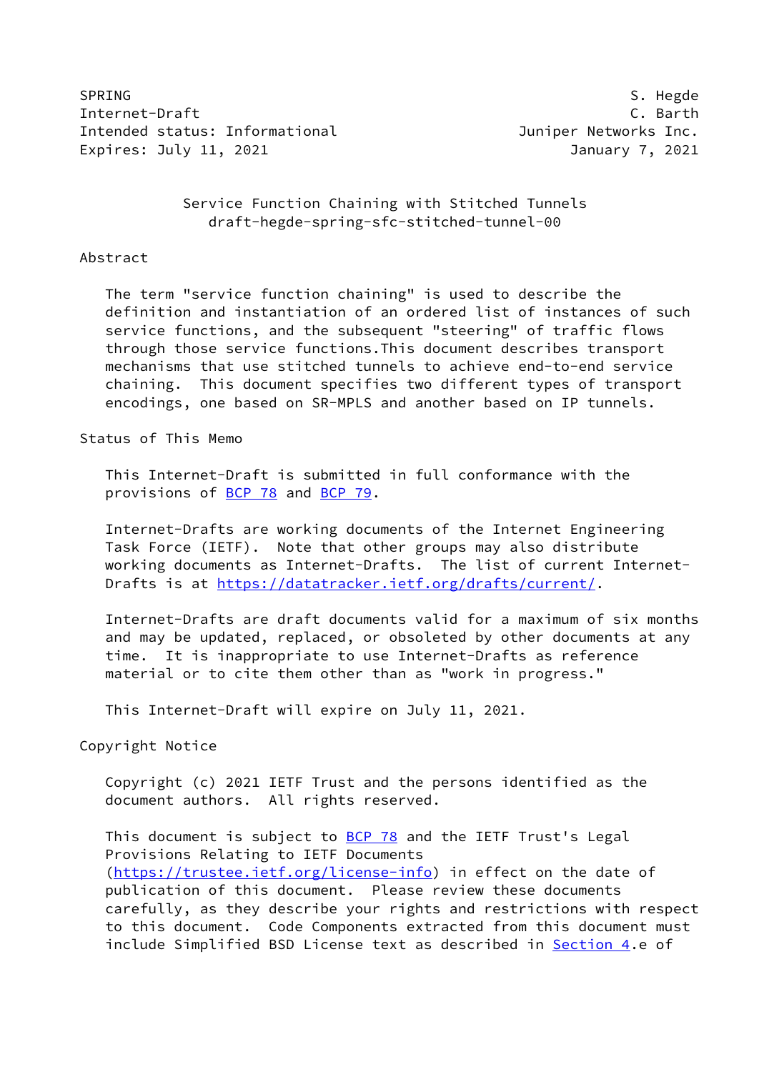SPRING S. Hegde
Internet-Draft C. Barth
Intended status: Informational Juniper Networks Inc.
Expires: July 11, 2021 January 7, 2021

# Service Function Chaining with Stitched Tunnels
draft-hegde-spring-sfc-stitched-tunnel-00

## Abstract

The term "service function chaining" is used to describe the definition and instantiation of an ordered list of instances of such service functions, and the subsequent "steering" of traffic flows through those service functions.This document describes transport mechanisms that use stitched tunnels to achieve end-to-end service chaining. This document specifies two different types of transport encodings, one based on SR-MPLS and another based on IP tunnels.

## Status of This Memo

This Internet-Draft is submitted in full conformance with the provisions of BCP 78 and BCP 79.

Internet-Drafts are working documents of the Internet Engineering Task Force (IETF). Note that other groups may also distribute working documents as Internet-Drafts. The list of current Internet-Drafts is at https://datatracker.ietf.org/drafts/current/.

Internet-Drafts are draft documents valid for a maximum of six months and may be updated, replaced, or obsoleted by other documents at any time. It is inappropriate to use Internet-Drafts as reference material or to cite them other than as "work in progress."

This Internet-Draft will expire on July 11, 2021.

## Copyright Notice

Copyright (c) 2021 IETF Trust and the persons identified as the document authors. All rights reserved.

This document is subject to BCP 78 and the IETF Trust's Legal Provisions Relating to IETF Documents (https://trustee.ietf.org/license-info) in effect on the date of publication of this document. Please review these documents carefully, as they describe your rights and restrictions with respect to this document. Code Components extracted from this document must include Simplified BSD License text as described in Section 4.e of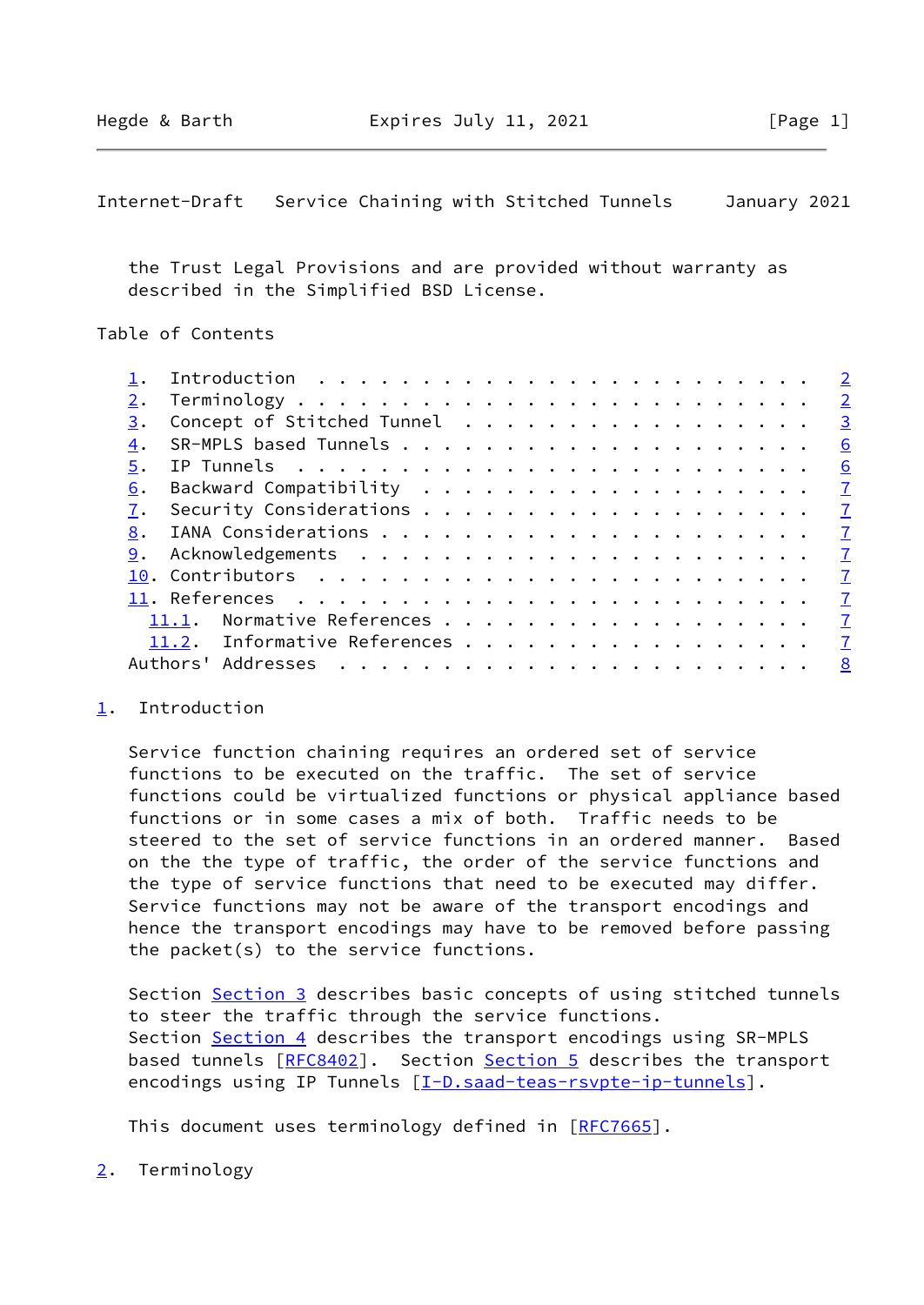the Trust Legal Provisions and are provided without warranty as described in the Simplified BSD License.

Table of Contents

- 1. Introduction . . . . . . . . . . . . . . . . . . . . . . . . 2
- 2. Terminology . . . . . . . . . . . . . . . . . . . . . . . . 2
- 3. Concept of Stitched Tunnel . . . . . . . . . . . . . . . . . 3
- 4. SR-MPLS based Tunnels . . . . . . . . . . . . . . . . . . . 6
- 5. IP Tunnels . . . . . . . . . . . . . . . . . . . . . . . . 6
- 6. Backward Compatibility . . . . . . . . . . . . . . . . . . 7
- 7. Security Considerations . . . . . . . . . . . . . . . . . . 7
- 8. IANA Considerations . . . . . . . . . . . . . . . . . . . . 7
- 9. Acknowledgements . . . . . . . . . . . . . . . . . . . . . 7
- 10. Contributors . . . . . . . . . . . . . . . . . . . . . . . 7
- 11. References . . . . . . . . . . . . . . . . . . . . . . . . 7
  - 11.1. Normative References . . . . . . . . . . . . . . . . . 7
  - 11.2. Informative References . . . . . . . . . . . . . . . . 7
- Authors' Addresses . . . . . . . . . . . . . . . . . . . . . . 8

## 1. Introduction

Service function chaining requires an ordered set of service functions to be executed on the traffic. The set of service functions could be virtualized functions or physical appliance based functions or in some cases a mix of both. Traffic needs to be steered to the set of service functions in an ordered manner. Based on the the type of traffic, the order of the service functions and the type of service functions that need to be executed may differ. Service functions may not be aware of the transport encodings and hence the transport encodings may have to be removed before passing the packet(s) to the service functions.

Section Section 3 describes basic concepts of using stitched tunnels to steer the traffic through the service functions. Section Section 4 describes the transport encodings using SR-MPLS based tunnels [RFC8402]. Section Section 5 describes the transport encodings using IP Tunnels [I-D.saad-teas-rsvpte-ip-tunnels].

This document uses terminology defined in [RFC7665].

## 2. Terminology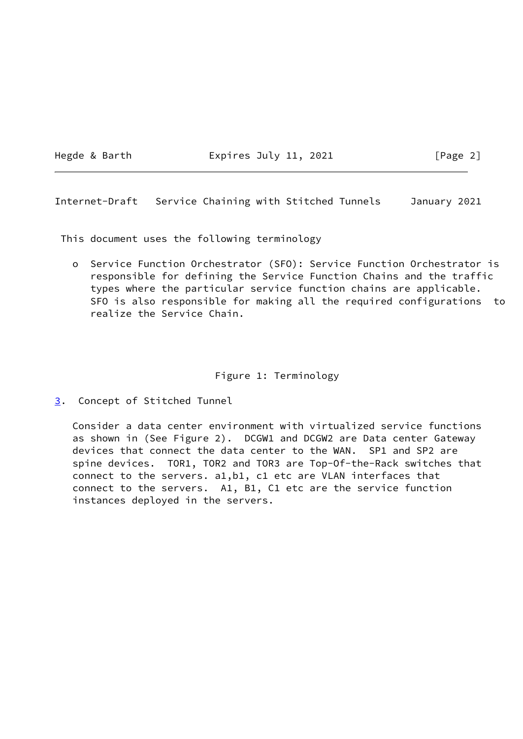This document uses the following terminology

- Service Function Orchestrator (SFO): Service Function Orchestrator is responsible for defining the Service Function Chains and the traffic types where the particular service function chains are applicable. SFO is also responsible for making all the required configurations to realize the Service Chain.

Figure 1: Terminology

## 3. Concept of Stitched Tunnel

Consider a data center environment with virtualized service functions as shown in (See Figure 2). DCGW1 and DCGW2 are Data center Gateway devices that connect the data center to the WAN. SP1 and SP2 are spine devices. TOR1, TOR2 and TOR3 are Top-Of-the-Rack switches that connect to the servers. a1,b1, c1 etc are VLAN interfaces that connect to the servers. A1, B1, C1 etc are the service function instances deployed in the servers.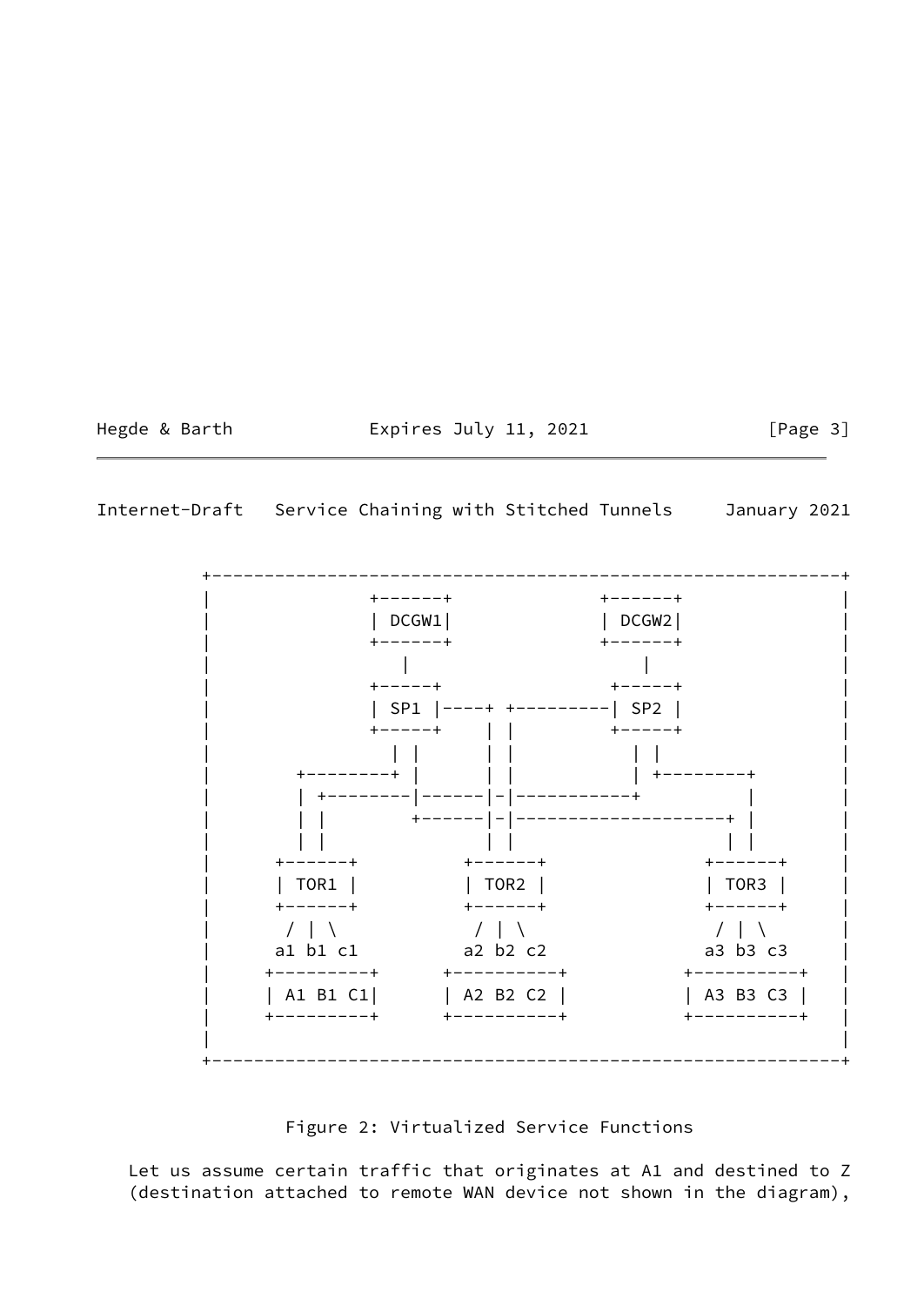```
+------------------------------------------------------------+
|              +------+            +------+                   |
|              | DCGW1|            | DCGW2|                   |
|              +------+            +------+                   |
|                 |                   |                      |
|              +-----+              +-----+                  |
|              | SP1 |----+ +---------| SP2 |                  |
|              +-----+    | |        +-----+                  |
|                | |      | |          | |                    |
|       +--------+ |      | |          | +--------+           |
|       | +--------|------|-|-----------+          |           |
|       | |        +------|-|--------------------+ |           |
|       | |               | |                    | |           |
|     +------+         +------+              +------+          |
|     | TOR1 |         | TOR2 |              | TOR3 |          |
|     +------+         +------+              +------+          |
|      / | \            / | \                / | \            |
|     a1 b1 c1         a2 b2 c2             a3 b3 c3          |
|    +---------+      +----------+        +----------+        |
|    | A1 B1 C1|      | A2 B2 C2 |        | A3 B3 C3 |        |
|    +---------+      +----------+        +----------+        |
|                                                            |
+------------------------------------------------------------+
```

Figure 2: Virtualized Service Functions

Let us assume certain traffic that originates at A1 and destined to Z (destination attached to remote WAN device not shown in the diagram),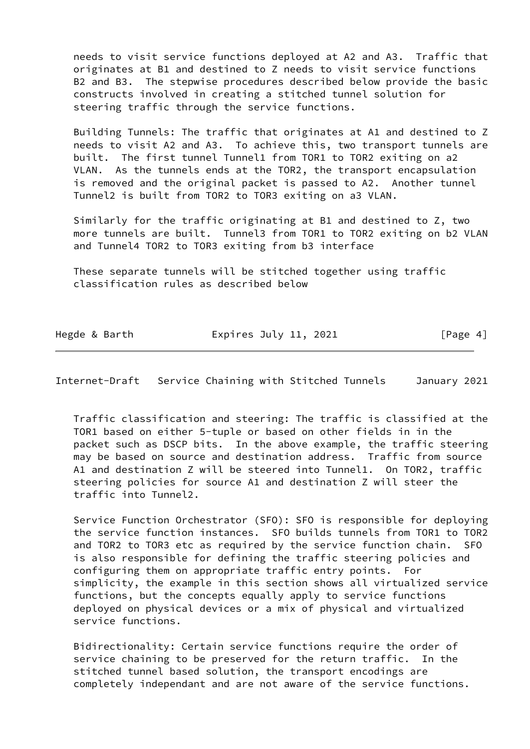needs to visit service functions deployed at A2 and A3. Traffic that originates at B1 and destined to Z needs to visit service functions B2 and B3. The stepwise procedures described below provide the basic constructs involved in creating a stitched tunnel solution for steering traffic through the service functions.

Building Tunnels: The traffic that originates at A1 and destined to Z needs to visit A2 and A3. To achieve this, two transport tunnels are built. The first tunnel Tunnel1 from TOR1 to TOR2 exiting on a2 VLAN. As the tunnels ends at the TOR2, the transport encapsulation is removed and the original packet is passed to A2. Another tunnel Tunnel2 is built from TOR2 to TOR3 exiting on a3 VLAN.

Similarly for the traffic originating at B1 and destined to Z, two more tunnels are built. Tunnel3 from TOR1 to TOR2 exiting on b2 VLAN and Tunnel4 TOR2 to TOR3 exiting from b3 interface

These separate tunnels will be stitched together using traffic classification rules as described below

Traffic classification and steering: The traffic is classified at the TOR1 based on either 5-tuple or based on other fields in in the packet such as DSCP bits. In the above example, the traffic steering may be based on source and destination address. Traffic from source A1 and destination Z will be steered into Tunnel1. On TOR2, traffic steering policies for source A1 and destination Z will steer the traffic into Tunnel2.

Service Function Orchestrator (SFO): SFO is responsible for deploying the service function instances. SFO builds tunnels from TOR1 to TOR2 and TOR2 to TOR3 etc as required by the service function chain. SFO is also responsible for defining the traffic steering policies and configuring them on appropriate traffic entry points. For simplicity, the example in this section shows all virtualized service functions, but the concepts equally apply to service functions deployed on physical devices or a mix of physical and virtualized service functions.

Bidirectionality: Certain service functions require the order of service chaining to be preserved for the return traffic. In the stitched tunnel based solution, the transport encodings are completely independant and are not aware of the service functions.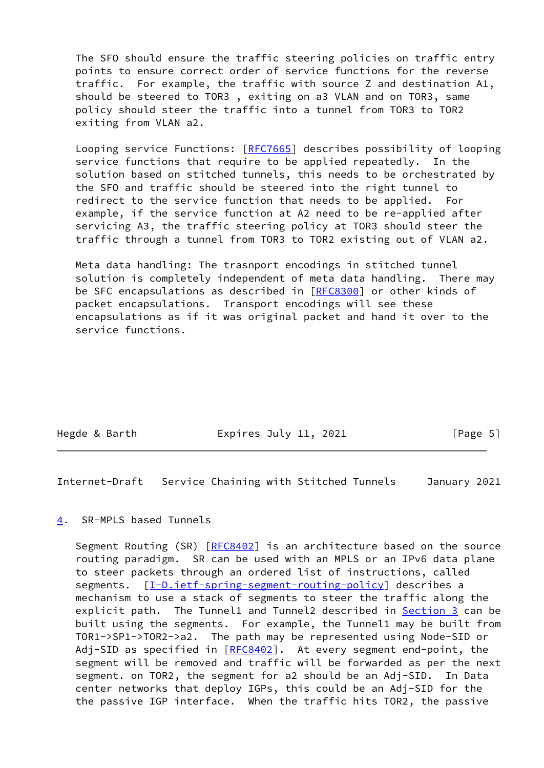The SFO should ensure the traffic steering policies on traffic entry points to ensure correct order of service functions for the reverse traffic.  For example, the traffic with source Z and destination A1, should be steered to TOR3 , exiting on a3 VLAN and on TOR3, same policy should steer the traffic into a tunnel from TOR3 to TOR2 exiting from VLAN a2.

Looping service Functions: [RFC7665] describes possibility of looping service functions that require to be applied repeatedly.  In the solution based on stitched tunnels, this needs to be orchestrated by the SFO and traffic should be steered into the right tunnel to redirect to the service function that needs to be applied.  For example, if the service function at A2 need to be re-applied after servicing A3, the traffic steering policy at TOR3 should steer the traffic through a tunnel from TOR3 to TOR2 existing out of VLAN a2.

Meta data handling: The trasnport encodings in stitched tunnel solution is completely independent of meta data handling.  There may be SFC encapsulations as described in [RFC8300] or other kinds of packet encapsulations.  Transport encodings will see these encapsulations as if it was original packet and hand it over to the service functions.

## 4. SR-MPLS based Tunnels

Segment Routing (SR) [RFC8402] is an architecture based on the source routing paradigm.  SR can be used with an MPLS or an IPv6 data plane to steer packets through an ordered list of instructions, called segments.  [I-D.ietf-spring-segment-routing-policy] describes a mechanism to use a stack of segments to steer the traffic along the explicit path.  The Tunnel1 and Tunnel2 described in Section 3 can be built using the segments.  For example, the Tunnel1 may be built from TOR1->SP1->TOR2->a2.  The path may be represented using Node-SID or Adj-SID as specified in [RFC8402].  At every segment end-point, the segment will be removed and traffic will be forwarded as per the next segment. on TOR2, the segment for a2 should be an Adj-SID.  In Data center networks that deploy IGPs, this could be an Adj-SID for the the passive IGP interface.  When the traffic hits TOR2, the passive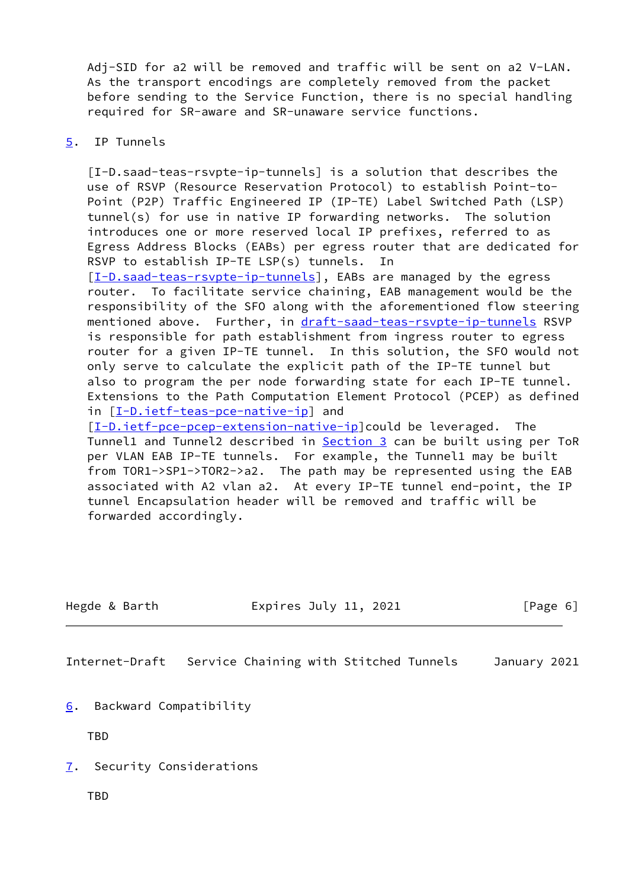Adj-SID for a2 will be removed and traffic will be sent on a2 V-LAN. As the transport encodings are completely removed from the packet before sending to the Service Function, there is no special handling required for SR-aware and SR-unaware service functions.

## 5. IP Tunnels

[I-D.saad-teas-rsvpte-ip-tunnels] is a solution that describes the use of RSVP (Resource Reservation Protocol) to establish Point-to-Point (P2P) Traffic Engineered IP (IP-TE) Label Switched Path (LSP) tunnel(s) for use in native IP forwarding networks. The solution introduces one or more reserved local IP prefixes, referred to as Egress Address Blocks (EABs) per egress router that are dedicated for RSVP to establish IP-TE LSP(s) tunnels. In [I-D.saad-teas-rsvpte-ip-tunnels], EABs are managed by the egress router. To facilitate service chaining, EAB management would be the responsibility of the SFO along with the aforementioned flow steering mentioned above. Further, in draft-saad-teas-rsvpte-ip-tunnels RSVP is responsible for path establishment from ingress router to egress router for a given IP-TE tunnel. In this solution, the SFO would not only serve to calculate the explicit path of the IP-TE tunnel but also to program the per node forwarding state for each IP-TE tunnel. Extensions to the Path Computation Element Protocol (PCEP) as defined in [I-D.ietf-teas-pce-native-ip] and [I-D.ietf-pce-pcep-extension-native-ip]could be leveraged. The Tunnel1 and Tunnel2 described in Section 3 can be built using per ToR per VLAN EAB IP-TE tunnels. For example, the Tunnel1 may be built from TOR1->SP1->TOR2->a2. The path may be represented using the EAB associated with A2 vlan a2. At every IP-TE tunnel end-point, the IP tunnel Encapsulation header will be removed and traffic will be forwarded accordingly.

## 6. Backward Compatibility

TBD

## 7. Security Considerations

TBD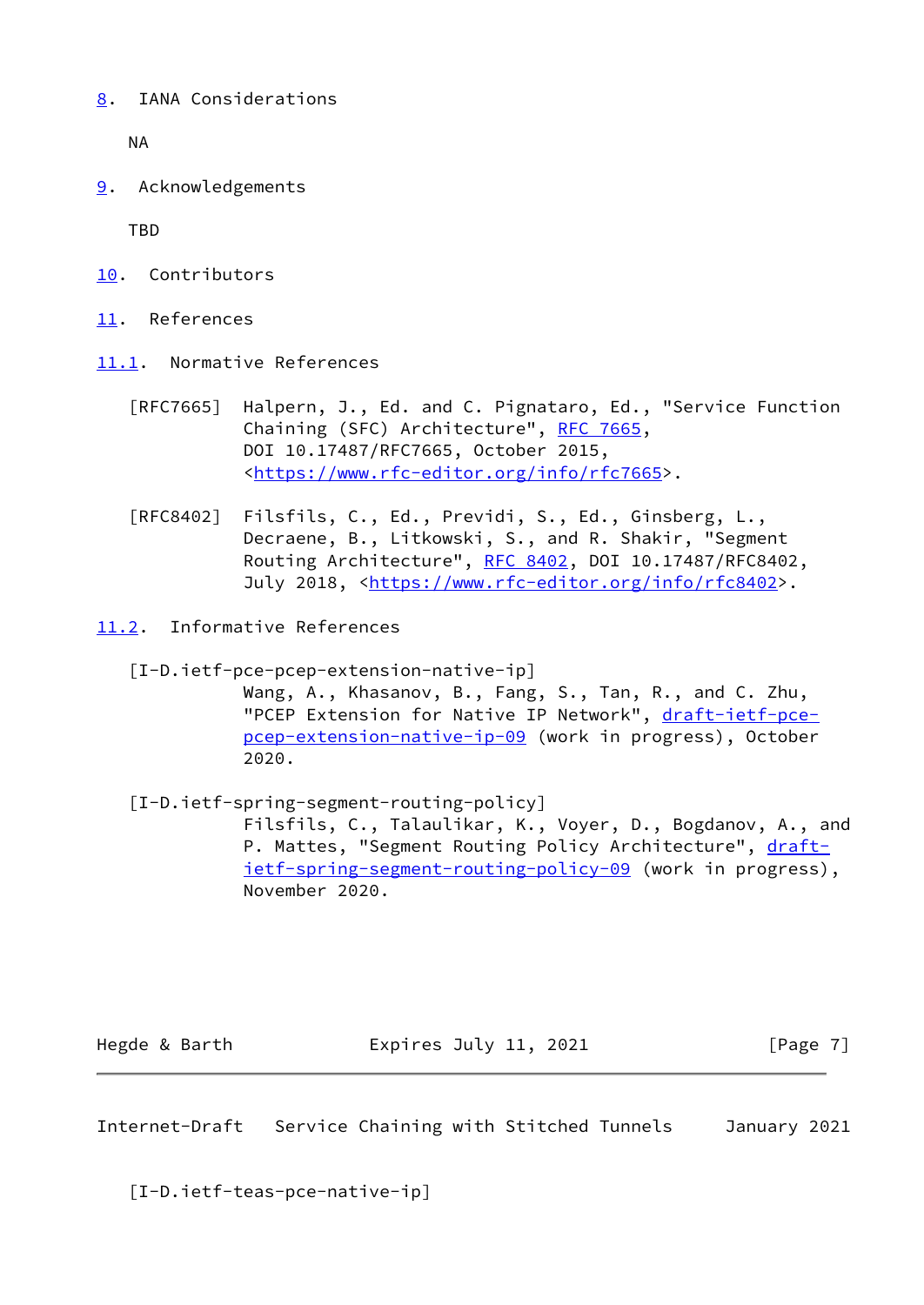## 8. IANA Considerations

NA

## 9. Acknowledgements

TBD

## 10. Contributors

## 11. References

### 11.1. Normative References

[RFC7665] Halpern, J., Ed. and C. Pignataro, Ed., "Service Function Chaining (SFC) Architecture", RFC 7665, DOI 10.17487/RFC7665, October 2015, <https://www.rfc-editor.org/info/rfc7665>.

[RFC8402] Filsfils, C., Ed., Previdi, S., Ed., Ginsberg, L., Decraene, B., Litkowski, S., and R. Shakir, "Segment Routing Architecture", RFC 8402, DOI 10.17487/RFC8402, July 2018, <https://www.rfc-editor.org/info/rfc8402>.

### 11.2. Informative References

[I-D.ietf-pce-pcep-extension-native-ip]
Wang, A., Khasanov, B., Fang, S., Tan, R., and C. Zhu, "PCEP Extension for Native IP Network", draft-ietf-pce-pcep-extension-native-ip-09 (work in progress), October 2020.

[I-D.ietf-spring-segment-routing-policy]
Filsfils, C., Talaulikar, K., Voyer, D., Bogdanov, A., and P. Mattes, "Segment Routing Policy Architecture", draft-ietf-spring-segment-routing-policy-09 (work in progress), November 2020.

[I-D.ietf-teas-pce-native-ip]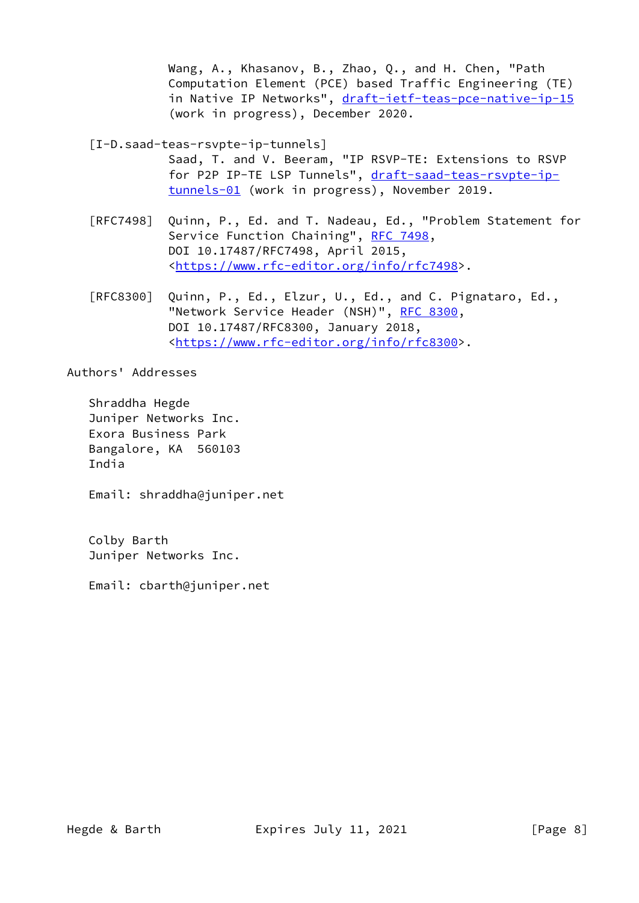Wang, A., Khasanov, B., Zhao, Q., and H. Chen, "Path Computation Element (PCE) based Traffic Engineering (TE) in Native IP Networks", draft-ietf-teas-pce-native-ip-15 (work in progress), December 2020.

[I-D.saad-teas-rsvpte-ip-tunnels]
Saad, T. and V. Beeram, "IP RSVP-TE: Extensions to RSVP for P2P IP-TE LSP Tunnels", draft-saad-teas-rsvpte-ip-tunnels-01 (work in progress), November 2019.

[RFC7498] Quinn, P., Ed. and T. Nadeau, Ed., "Problem Statement for Service Function Chaining", RFC 7498, DOI 10.17487/RFC7498, April 2015, <https://www.rfc-editor.org/info/rfc7498>.

[RFC8300] Quinn, P., Ed., Elzur, U., Ed., and C. Pignataro, Ed., "Network Service Header (NSH)", RFC 8300, DOI 10.17487/RFC8300, January 2018, <https://www.rfc-editor.org/info/rfc8300>.

## Authors' Addresses

Shraddha Hegde
Juniper Networks Inc.
Exora Business Park
Bangalore, KA  560103
India

Email: shraddha@juniper.net

Colby Barth
Juniper Networks Inc.

Email: cbarth@juniper.net